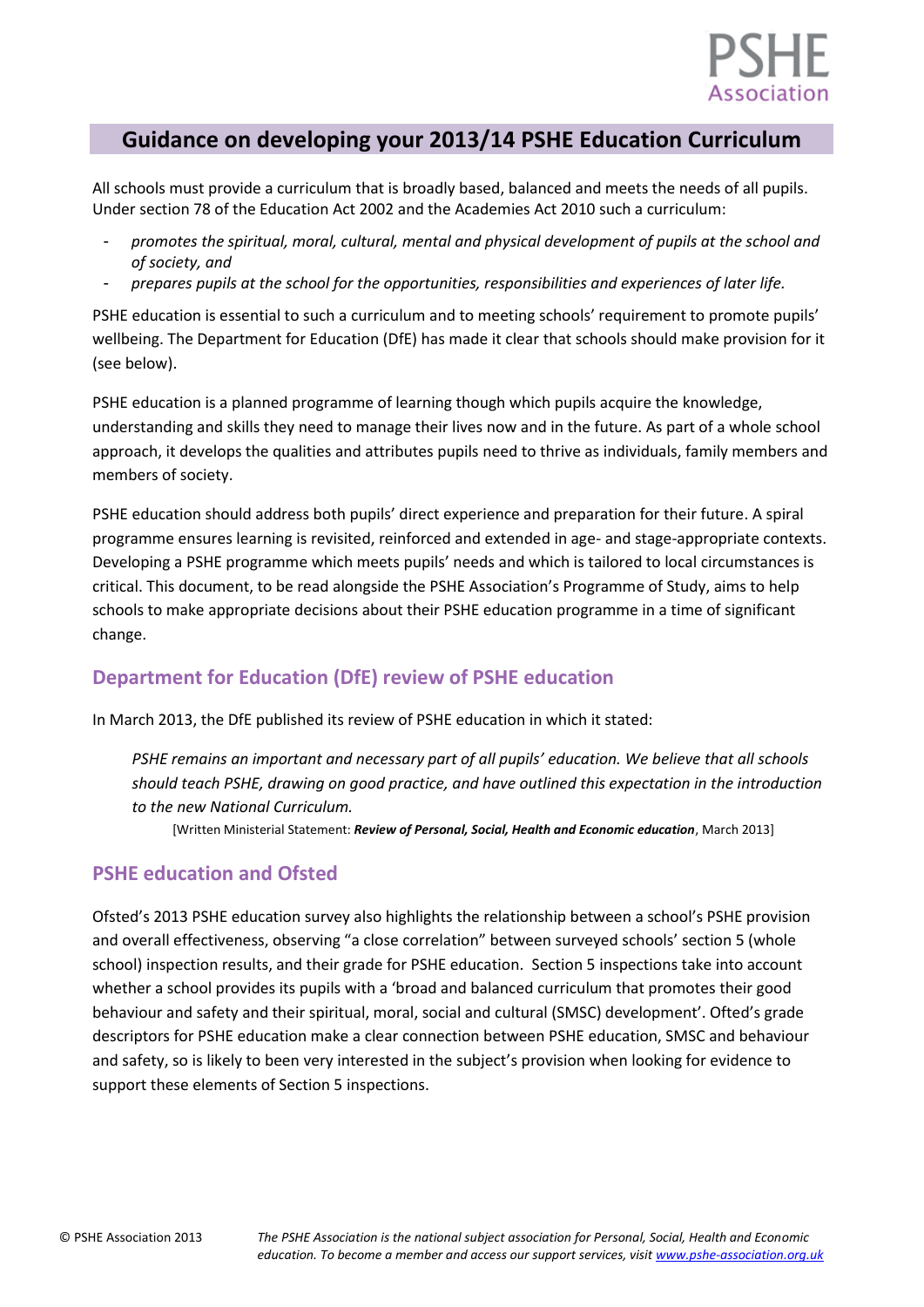# Guidance on developing your 2013/14 PSHE Education Curriculum

All schools must provide a curriculum that is broadly based, balanced and meets the needs of all pupils. Under section 78 of the Education Act 2002 and the Academies Act 2010 such a curriculum:

- *promotes the spiritual, moral, cultural, mental and physical development of pupils at the school and of society, and*
- *prepares pupils at the school for the opportunities, responsibilities and experiences of later life.*

PSHE education is essential to such a curriculum and to meeting schools' requirement to promote pupils' wellbeing. The Department for Education (DfE) has made it clear that schools should make provision for it (see below).

PSHE education is a planned programme of learning though which pupils acquire the knowledge, understanding and skills they need to manage their lives now and in the future. As part of a whole school approach, it develops the qualities and attributes pupils need to thrive as individuals, family members and members of society.

PSHE education should address both pupils' direct experience and preparation for their future. A spiral programme ensures learning is revisited, reinforced and extended in age- and stage-appropriate contexts. Developing a PSHE programme which meets pupils' needs and which is tailored to local circumstances is critical. This document, to be read alongside the PSHE Association's Programme of Study, aims to help schools to make appropriate decisions about their PSHE education programme in a time of significant change.

## Department for Education (DfE) review of PSHE education

In March 2013, the DfE published its review of PSHE education in which it stated:

> *PSHE remains an important and necessary part of all pupils' education. We believe that all schools should teach PSHE, drawing on good practice, and have outlined this expectation in the introduction to the new National Curriculum.*
>
> [Written Ministerial Statement: ***Review of Personal, Social, Health and Economic education***, March 2013]

## PSHE education and Ofsted

Ofsted's 2013 PSHE education survey also highlights the relationship between a school's PSHE provision and overall effectiveness, observing "a close correlation" between surveyed schools' section 5 (whole school) inspection results, and their grade for PSHE education. Section 5 inspections take into account whether a school provides its pupils with a 'broad and balanced curriculum that promotes their good behaviour and safety and their spiritual, moral, social and cultural (SMSC) development'. Ofted's grade descriptors for PSHE education make a clear connection between PSHE education, SMSC and behaviour and safety, so is likely to been very interested in the subject's provision when looking for evidence to support these elements of Section 5 inspections.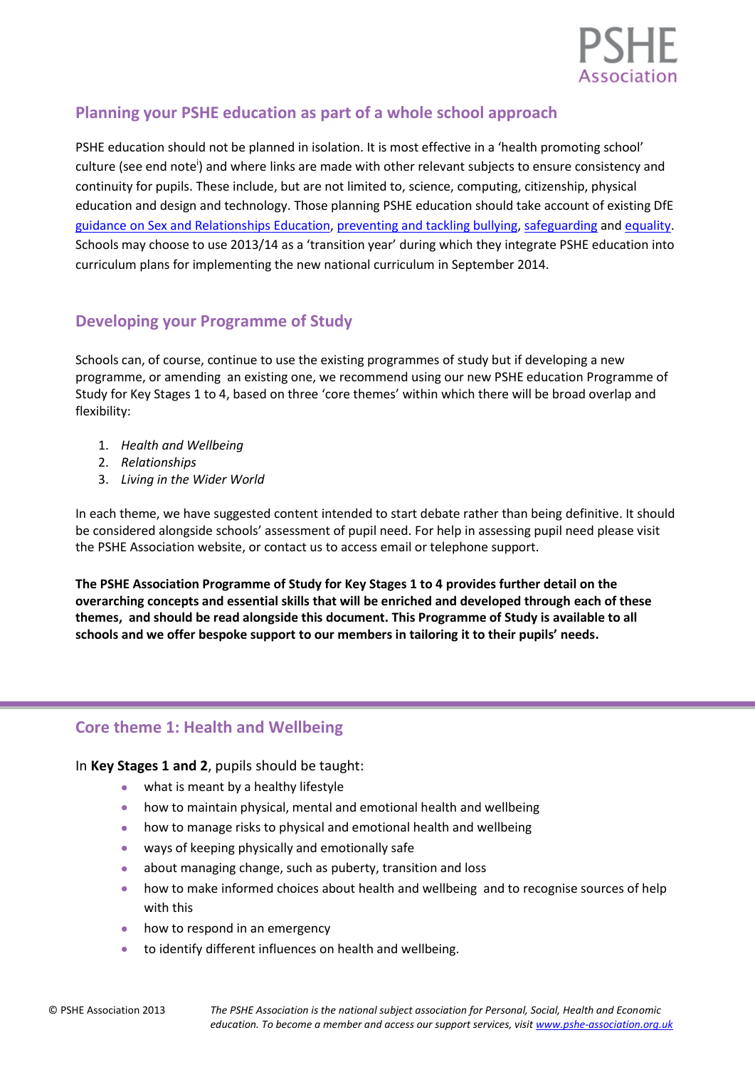## Planning your PSHE education as part of a whole school approach

PSHE education should not be planned in isolation. It is most effective in a 'health promoting school' culture (see end note[i]) and where links are made with other relevant subjects to ensure consistency and continuity for pupils. These include, but are not limited to, science, computing, citizenship, physical education and design and technology. Those planning PSHE education should take account of existing DfE guidance on Sex and Relationships Education, preventing and tackling bullying, safeguarding and equality. Schools may choose to use 2013/14 as a 'transition year' during which they integrate PSHE education into curriculum plans for implementing the new national curriculum in September 2014.

## Developing your Programme of Study

Schools can, of course, continue to use the existing programmes of study but if developing a new programme, or amending an existing one, we recommend using our new PSHE education Programme of Study for Key Stages 1 to 4, based on three 'core themes' within which there will be broad overlap and flexibility:

1. *Health and Wellbeing*
2. *Relationships*
3. *Living in the Wider World*

In each theme, we have suggested content intended to start debate rather than being definitive. It should be considered alongside schools' assessment of pupil need. For help in assessing pupil need please visit the PSHE Association website, or contact us to access email or telephone support.

**The PSHE Association Programme of Study for Key Stages 1 to 4 provides further detail on the overarching concepts and essential skills that will be enriched and developed through each of these themes, and should be read alongside this document. This Programme of Study is available to all schools and we offer bespoke support to our members in tailoring it to their pupils' needs.**

## Core theme 1: Health and Wellbeing

In **Key Stages 1 and 2**, pupils should be taught:

- what is meant by a healthy lifestyle
- how to maintain physical, mental and emotional health and wellbeing
- how to manage risks to physical and emotional health and wellbeing
- ways of keeping physically and emotionally safe
- about managing change, such as puberty, transition and loss
- how to make informed choices about health and wellbeing and to recognise sources of help with this
- how to respond in an emergency
- to identify different influences on health and wellbeing.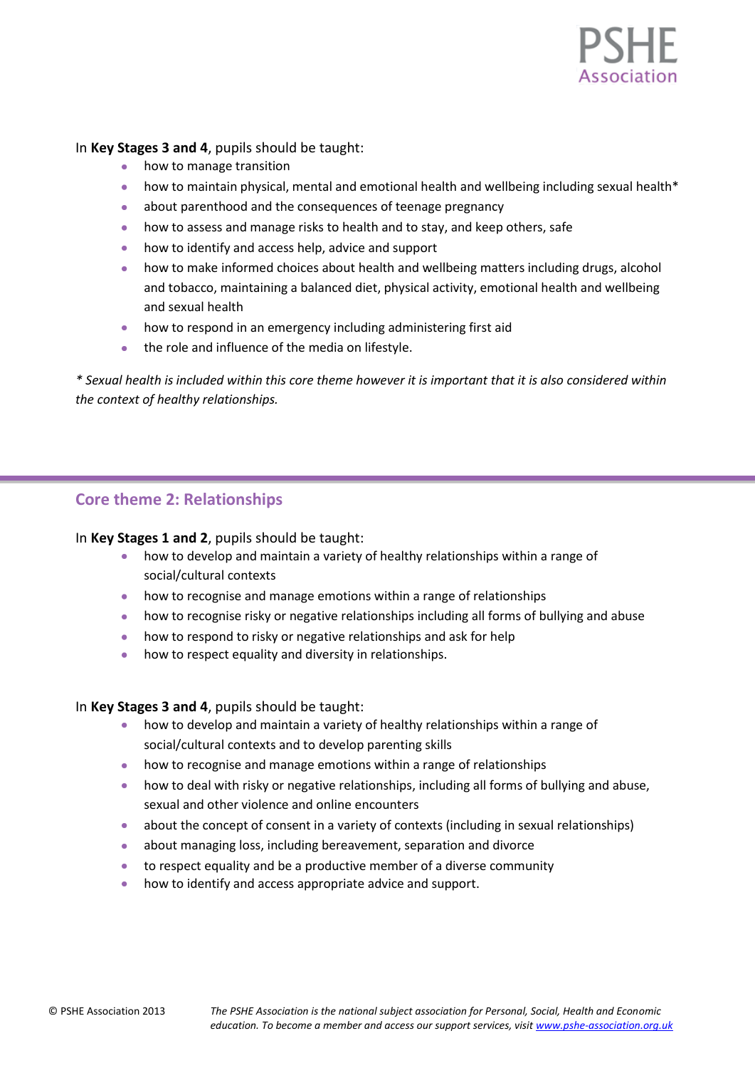In **Key Stages 3 and 4**, pupils should be taught:

- how to manage transition
- how to maintain physical, mental and emotional health and wellbeing including sexual health*
- about parenthood and the consequences of teenage pregnancy
- how to assess and manage risks to health and to stay, and keep others, safe
- how to identify and access help, advice and support
- how to make informed choices about health and wellbeing matters including drugs, alcohol and tobacco, maintaining a balanced diet, physical activity, emotional health and wellbeing and sexual health
- how to respond in an emergency including administering first aid
- the role and influence of the media on lifestyle.

*\* Sexual health is included within this core theme however it is important that it is also considered within the context of healthy relationships.*

## Core theme 2: Relationships

In **Key Stages 1 and 2**, pupils should be taught:

- how to develop and maintain a variety of healthy relationships within a range of social/cultural contexts
- how to recognise and manage emotions within a range of relationships
- how to recognise risky or negative relationships including all forms of bullying and abuse
- how to respond to risky or negative relationships and ask for help
- how to respect equality and diversity in relationships.

In **Key Stages 3 and 4**, pupils should be taught:

- how to develop and maintain a variety of healthy relationships within a range of social/cultural contexts and to develop parenting skills
- how to recognise and manage emotions within a range of relationships
- how to deal with risky or negative relationships, including all forms of bullying and abuse, sexual and other violence and online encounters
- about the concept of consent in a variety of contexts (including in sexual relationships)
- about managing loss, including bereavement, separation and divorce
- to respect equality and be a productive member of a diverse community
- how to identify and access appropriate advice and support.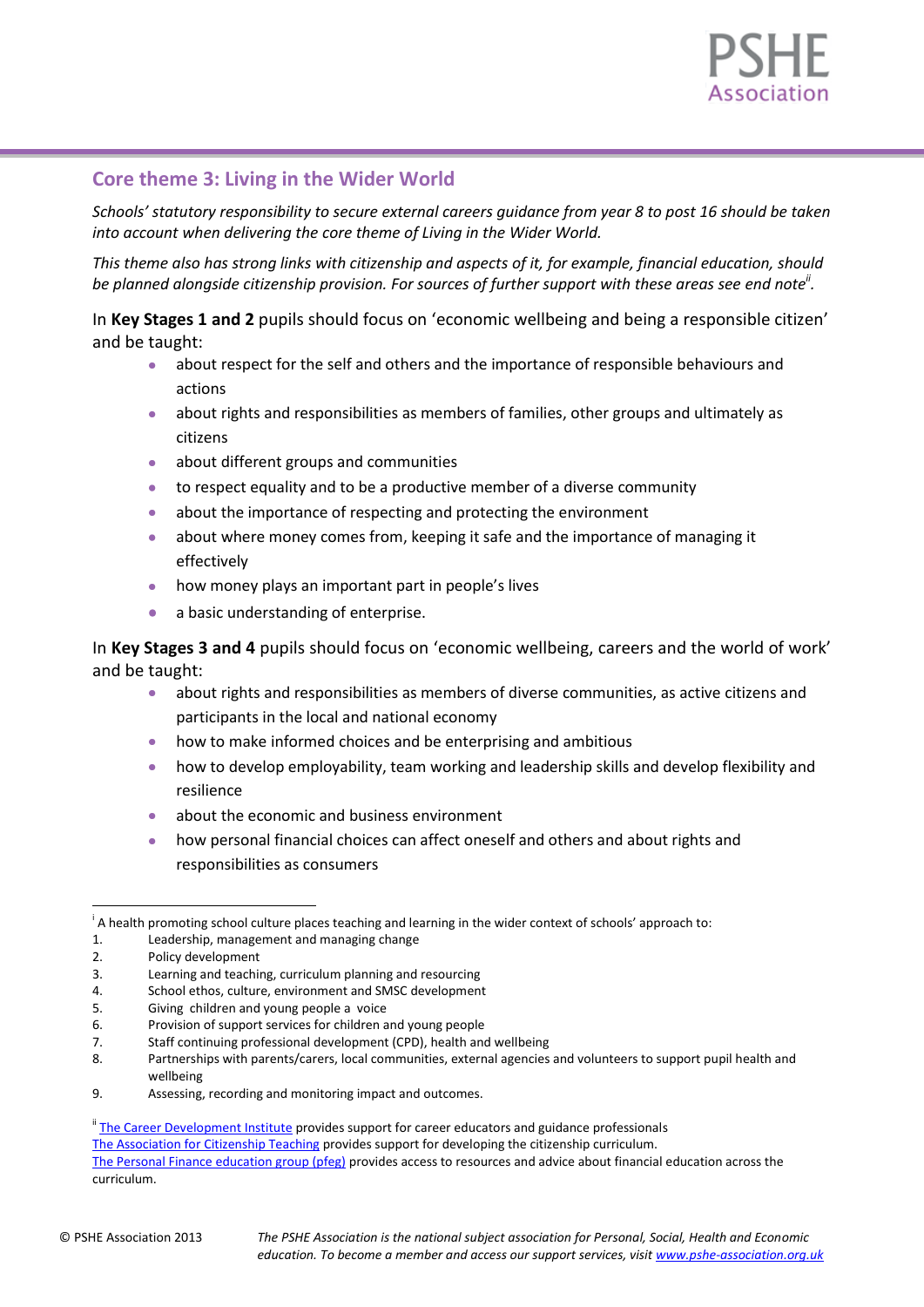## Core theme 3: Living in the Wider World

*Schools' statutory responsibility to secure external careers guidance from year 8 to post 16 should be taken into account when delivering the core theme of Living in the Wider World.*

*This theme also has strong links with citizenship and aspects of it, for example, financial education, should be planned alongside citizenship provision. For sources of further support with these areas see end note[ii].*

In **Key Stages 1 and 2** pupils should focus on 'economic wellbeing and being a responsible citizen' and be taught:

- about respect for the self and others and the importance of responsible behaviours and actions
- about rights and responsibilities as members of families, other groups and ultimately as citizens
- about different groups and communities
- to respect equality and to be a productive member of a diverse community
- about the importance of respecting and protecting the environment
- about where money comes from, keeping it safe and the importance of managing it effectively
- how money plays an important part in people's lives
- a basic understanding of enterprise.

In **Key Stages 3 and 4** pupils should focus on 'economic wellbeing, careers and the world of work' and be taught:

- about rights and responsibilities as members of diverse communities, as active citizens and participants in the local and national economy
- how to make informed choices and be enterprising and ambitious
- how to develop employability, team working and leadership skills and develop flexibility and resilience
- about the economic and business environment
- how personal financial choices can affect oneself and others and about rights and responsibilities as consumers

---

[i] A health promoting school culture places teaching and learning in the wider context of schools' approach to:

1. Leadership, management and managing change
2. Policy development
3. Learning and teaching, curriculum planning and resourcing
4. School ethos, culture, environment and SMSC development
5. Giving children and young people a voice
6. Provision of support services for children and young people
7. Staff continuing professional development (CPD), health and wellbeing
8. Partnerships with parents/carers, local communities, external agencies and volunteers to support pupil health and wellbeing
9. Assessing, recording and monitoring impact and outcomes.

[ii] The Career Development Institute provides support for career educators and guidance professionals
The Association for Citizenship Teaching provides support for developing the citizenship curriculum.
The Personal Finance education group (pfeg) provides access to resources and advice about financial education across the curriculum.

© PSHE Association 2013

*The PSHE Association is the national subject association for Personal, Social, Health and Economic education. To become a member and access our support services, visit www.pshe-association.org.uk*